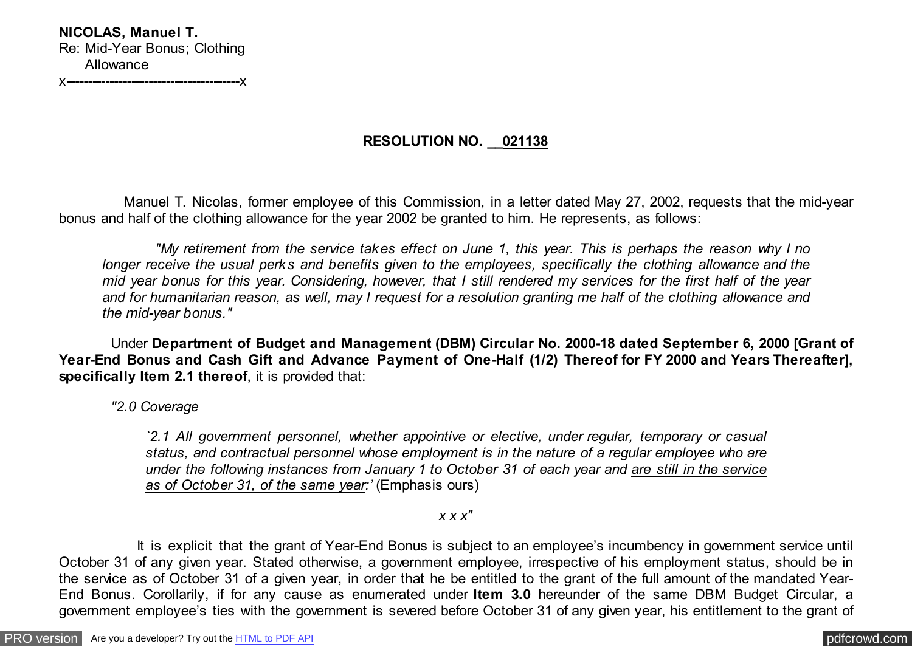**NICOLAS, Manuel T.**
Re: Mid-Year Bonus; Clothing
Allowance
x---------------------------------------x

**RESOLUTION NO. __021138**

Manuel T. Nicolas, former employee of this Commission, in a letter dated May 27, 2002, requests that the mid-year bonus and half of the clothing allowance for the year 2002 be granted to him. He represents, as follows:

> *"My retirement from the service takes effect on June 1, this year. This is perhaps the reason why I no longer receive the usual perks and benefits given to the employees, specifically the clothing allowance and the mid year bonus for this year. Considering, however, that I still rendered my services for the first half of the year and for humanitarian reason, as well, may I request for a resolution granting me half of the clothing allowance and the mid-year bonus."*

Under **Department of Budget and Management (DBM) Circular No. 2000-18 dated September 6, 2000 [Grant of Year-End Bonus and Cash Gift and Advance Payment of One-Half (1/2) Thereof for FY 2000 and Years Thereafter], specifically Item 2.1 thereof**, it is provided that:

> *"2.0 Coverage*
>
> *`2.1 All government personnel, whether appointive or elective, under regular, temporary or casual status, and contractual personnel whose employment is in the nature of a regular employee who are under the following instances from January 1 to October 31 of each year and are still in the service as of October 31, of the same year:'* (Emphasis ours)
>
> *x x x"*

It is explicit that the grant of Year-End Bonus is subject to an employee's incumbency in government service until October 31 of any given year. Stated otherwise, a government employee, irrespective of his employment status, should be in the service as of October 31 of a given year, in order that he be entitled to the grant of the full amount of the mandated Year-End Bonus. Corollarily, if for any cause as enumerated under **Item 3.0** hereunder of the same DBM Budget Circular, a government employee's ties with the government is severed before October 31 of any given year, his entitlement to the grant of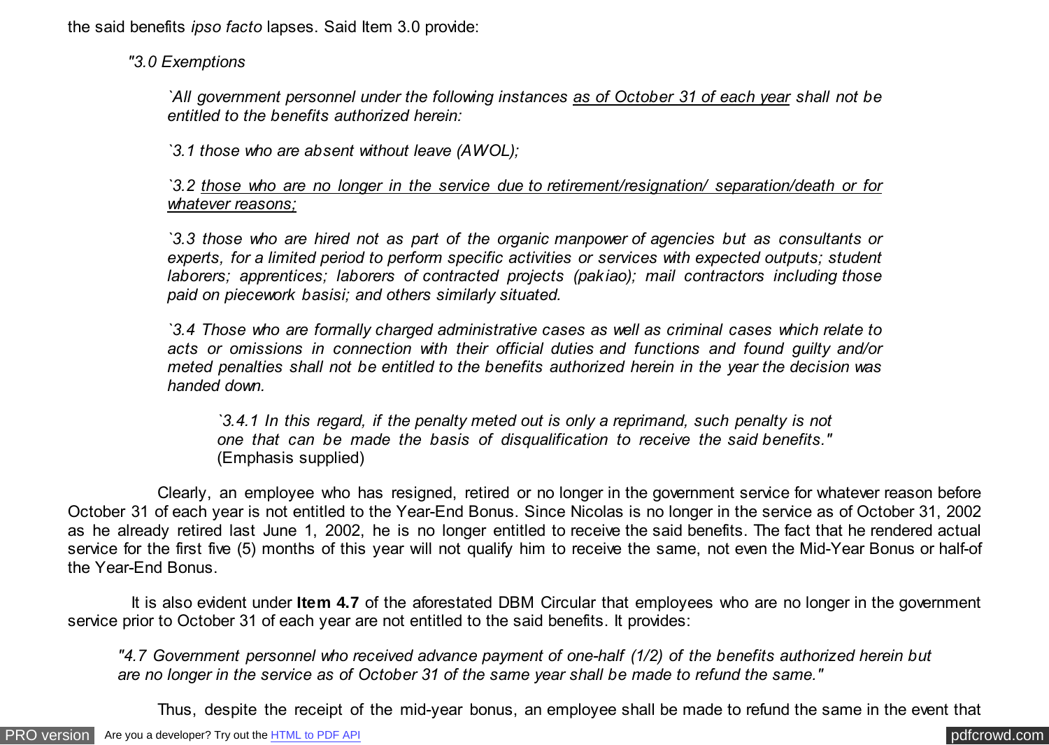the said benefits *ipso facto* lapses. Said Item 3.0 provide:

> *"3.0 Exemptions*
>
> *`All government personnel under the following instances* <u>*as of October 31 of each year*</u> *shall not be entitled to the benefits authorized herein:*
>
> *`3.1 those who are absent without leave (AWOL);*
>
> *`3.2* <u>*those who are no longer in the service due to retirement/resignation/ separation/death or for whatever reasons;*</u>
>
> *`3.3 those who are hired not as part of the organic manpower of agencies but as consultants or experts, for a limited period to perform specific activities or services with expected outputs; student laborers; apprentices; laborers of contracted projects (pakiao); mail contractors including those paid on piecework basisi; and others similarly situated.*
>
> *`3.4 Those who are formally charged administrative cases as well as criminal cases which relate to acts or omissions in connection with their official duties and functions and found guilty and/or meted penalties shall not be entitled to the benefits authorized herein in the year the decision was handed down.*
>
> > *`3.4.1 In this regard, if the penalty meted out is only a reprimand, such penalty is not one that can be made the basis of disqualification to receive the said benefits."* (Emphasis supplied)

Clearly, an employee who has resigned, retired or no longer in the government service for whatever reason before October 31 of each year is not entitled to the Year-End Bonus. Since Nicolas is no longer in the service as of October 31, 2002 as he already retired last June 1, 2002, he is no longer entitled to receive the said benefits. The fact that he rendered actual service for the first five (5) months of this year will not qualify him to receive the same, not even the Mid-Year Bonus or half-of the Year-End Bonus.

It is also evident under **Item 4.7** of the aforestated DBM Circular that employees who are no longer in the government service prior to October 31 of each year are not entitled to the said benefits. It provides:

> *"4.7 Government personnel who received advance payment of one-half (1/2) of the benefits authorized herein but are no longer in the service as of October 31 of the same year shall be made to refund the same."*

Thus, despite the receipt of the mid-year bonus, an employee shall be made to refund the same in the event that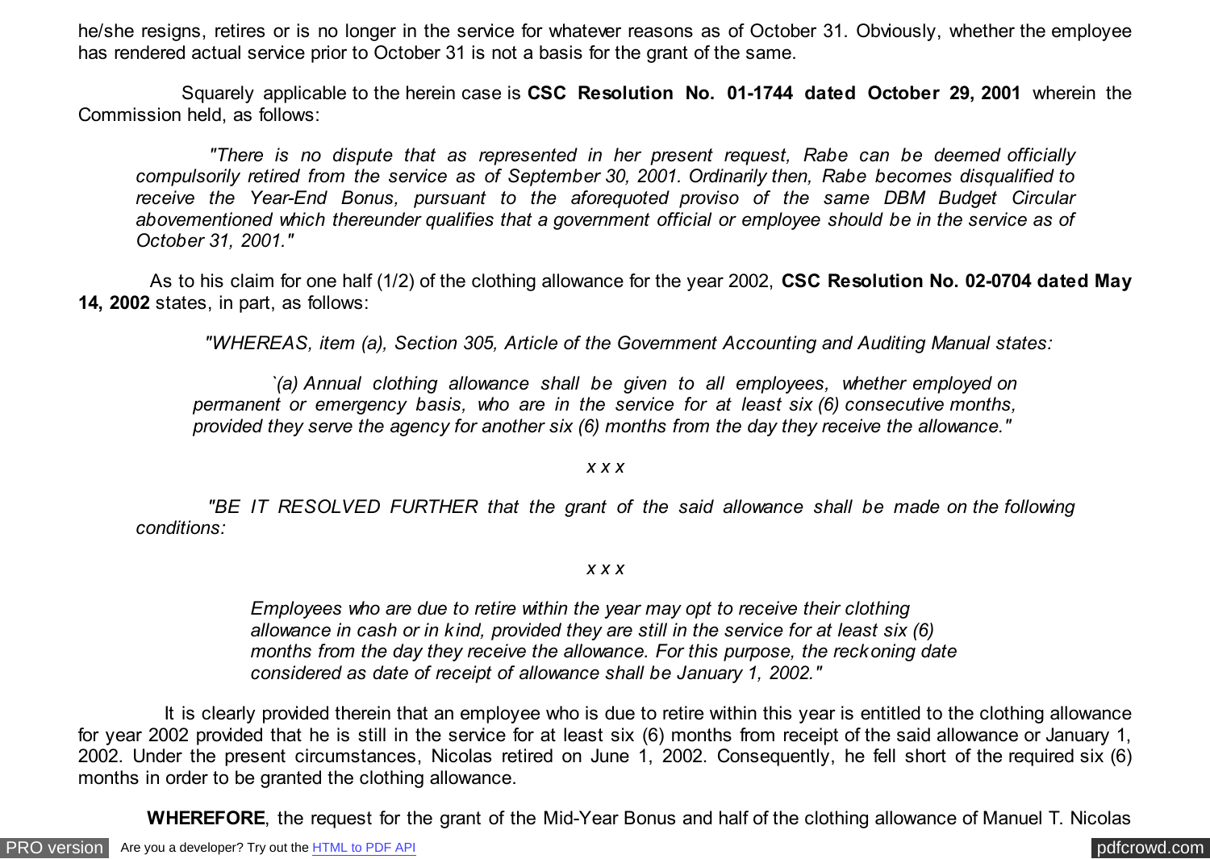he/she resigns, retires or is no longer in the service for whatever reasons as of October 31. Obviously, whether the employee has rendered actual service prior to October 31 is not a basis for the grant of the same.

Squarely applicable to the herein case is **CSC Resolution No. 01-1744 dated October 29, 2001** wherein the Commission held, as follows:

> *"There is no dispute that as represented in her present request, Rabe can be deemed officially compulsorily retired from the service as of September 30, 2001. Ordinarily then, Rabe becomes disqualified to receive the Year-End Bonus, pursuant to the aforequoted proviso of the same DBM Budget Circular abovementioned which thereunder qualifies that a government official or employee should be in the service as of October 31, 2001."*

As to his claim for one half (1/2) of the clothing allowance for the year 2002, **CSC Resolution No. 02-0704 dated May 14, 2002** states, in part, as follows:

> *"WHEREAS, item (a), Section 305, Article of the Government Accounting and Auditing Manual states:*
>
> *`(a) Annual clothing allowance shall be given to all employees, whether employed on permanent or emergency basis, who are in the service for at least six (6) consecutive months, provided they serve the agency for another six (6) months from the day they receive the allowance."*
>
> *x x x*
>
> *"BE IT RESOLVED FURTHER that the grant of the said allowance shall be made on the following conditions:*
>
> *x x x*
>
> *Employees who are due to retire within the year may opt to receive their clothing allowance in cash or in kind, provided they are still in the service for at least six (6) months from the day they receive the allowance. For this purpose, the reckoning date considered as date of receipt of allowance shall be January 1, 2002."*

It is clearly provided therein that an employee who is due to retire within this year is entitled to the clothing allowance for year 2002 provided that he is still in the service for at least six (6) months from receipt of the said allowance or January 1, 2002. Under the present circumstances, Nicolas retired on June 1, 2002. Consequently, he fell short of the required six (6) months in order to be granted the clothing allowance.

**WHEREFORE**, the request for the grant of the Mid-Year Bonus and half of the clothing allowance of Manuel T. Nicolas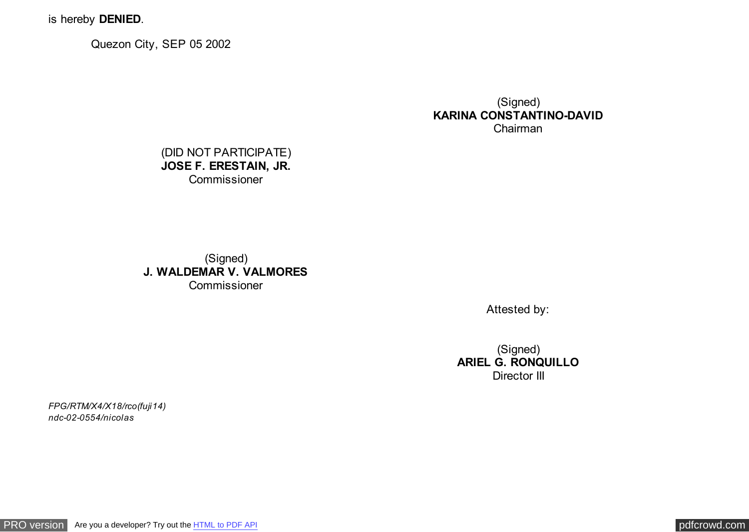is hereby **DENIED**.

Quezon City, SEP 05 2002

(Signed)
**KARINA CONSTANTINO-DAVID**
Chairman

(DID NOT PARTICIPATE)
**JOSE F. ERESTAIN, JR.**
Commissioner

(Signed)
**J. WALDEMAR V. VALMORES**
Commissioner

Attested by:

(Signed)
**ARIEL G. RONQUILLO**
Director III

*FPG/RTM/X4/X18/rco(fuji14)*
*ndc-02-0554/nicolas*